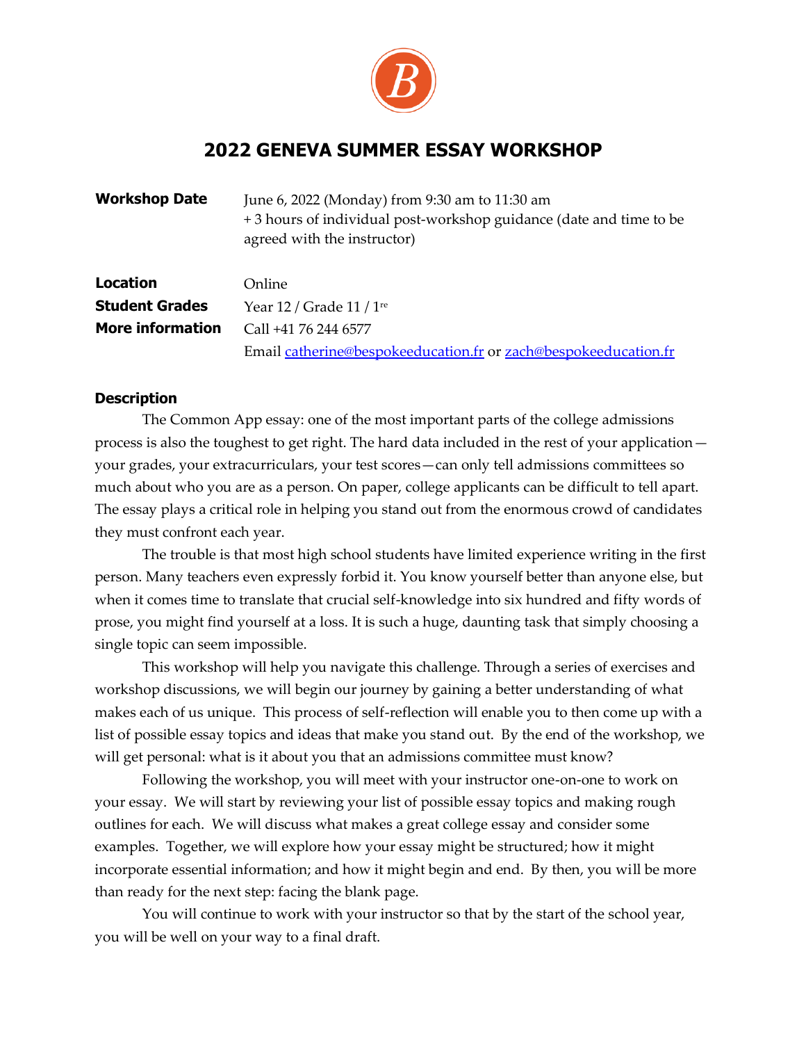# 2022 GENEVA SUMMER ESSAY WORKSHOP

| | |
|---|---|
| **Workshop Date** | June 6, 2022 (Monday) from 9:30 am to 11:30 am<br>+ 3 hours of individual post-workshop guidance (date and time to be agreed with the instructor) |
| **Location** | Online |
| **Student Grades** | Year 12 / Grade 11 / 1re |
| **More information** | Call +41 76 244 6577<br>Email catherine@bespokeeducation.fr or zach@bespokeeducation.fr |

## Description

The Common App essay: one of the most important parts of the college admissions process is also the toughest to get right. The hard data included in the rest of your application—your grades, your extracurriculars, your test scores—can only tell admissions committees so much about who you are as a person. On paper, college applicants can be difficult to tell apart. The essay plays a critical role in helping you stand out from the enormous crowd of candidates they must confront each year.

The trouble is that most high school students have limited experience writing in the first person. Many teachers even expressly forbid it. You know yourself better than anyone else, but when it comes time to translate that crucial self-knowledge into six hundred and fifty words of prose, you might find yourself at a loss. It is such a huge, daunting task that simply choosing a single topic can seem impossible.

This workshop will help you navigate this challenge. Through a series of exercises and workshop discussions, we will begin our journey by gaining a better understanding of what makes each of us unique. This process of self-reflection will enable you to then come up with a list of possible essay topics and ideas that make you stand out. By the end of the workshop, we will get personal: what is it about you that an admissions committee must know?

Following the workshop, you will meet with your instructor one-on-one to work on your essay. We will start by reviewing your list of possible essay topics and making rough outlines for each. We will discuss what makes a great college essay and consider some examples. Together, we will explore how your essay might be structured; how it might incorporate essential information; and how it might begin and end. By then, you will be more than ready for the next step: facing the blank page.

You will continue to work with your instructor so that by the start of the school year, you will be well on your way to a final draft.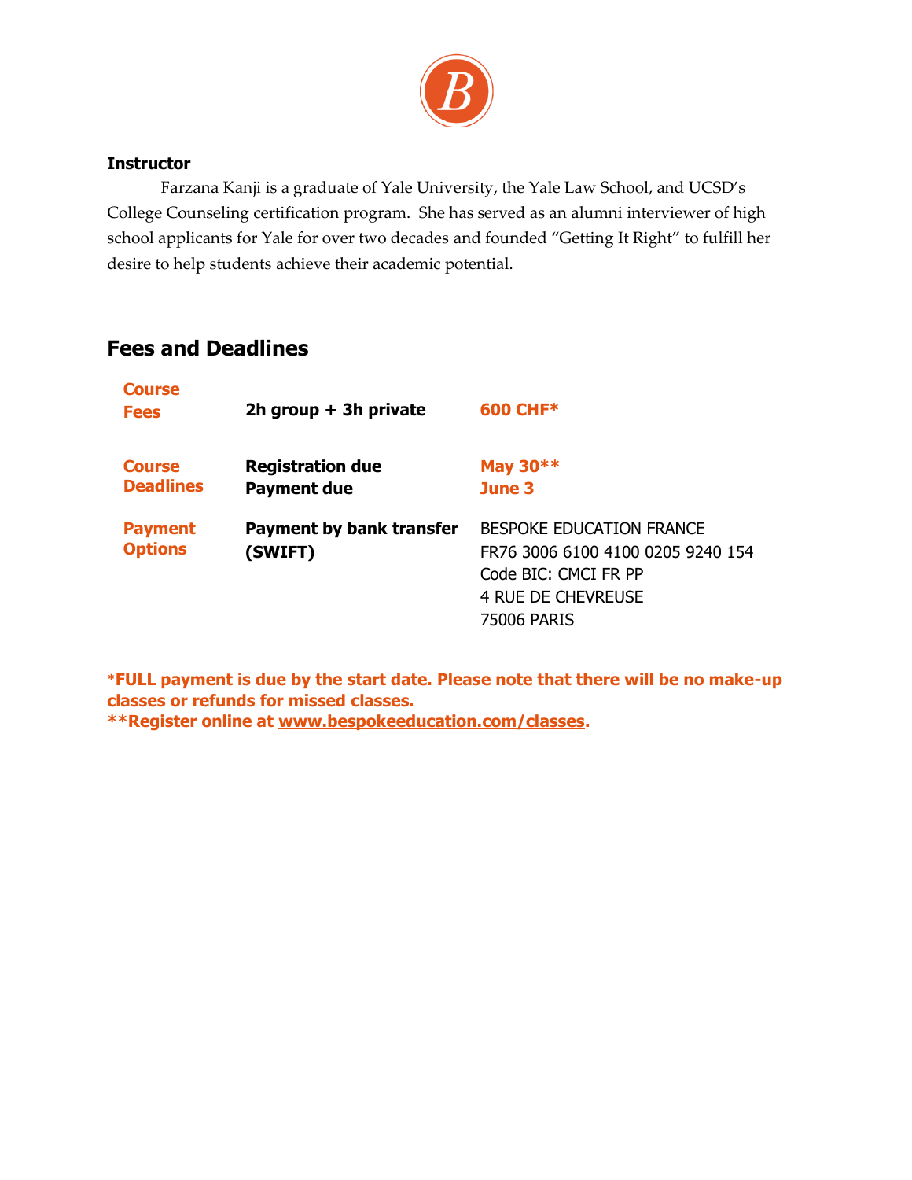### Instructor

Farzana Kanji is a graduate of Yale University, the Yale Law School, and UCSD's College Counseling certification program. She has served as an alumni interviewer of high school applicants for Yale for over two decades and founded "Getting It Right" to fulfill her desire to help students achieve their academic potential.

## Fees and Deadlines

| | | |
|---|---|---|
| **Course Fees** | **2h group + 3h private** | **600 CHF*** |
| **Course Deadlines** | **Registration due**<br>**Payment due** | **May 30****<br>**June 3** |
| **Payment Options** | **Payment by bank transfer (SWIFT)** | BESPOKE EDUCATION FRANCE<br>FR76 3006 6100 4100 0205 9240 154<br>Code BIC: CMCI FR PP<br>4 RUE DE CHEVREUSE<br>75006 PARIS |

***FULL payment is due by the start date. Please note that there will be no make-up classes or refunds for missed classes.**
****Register online at www.bespokeeducation.com/classes.**